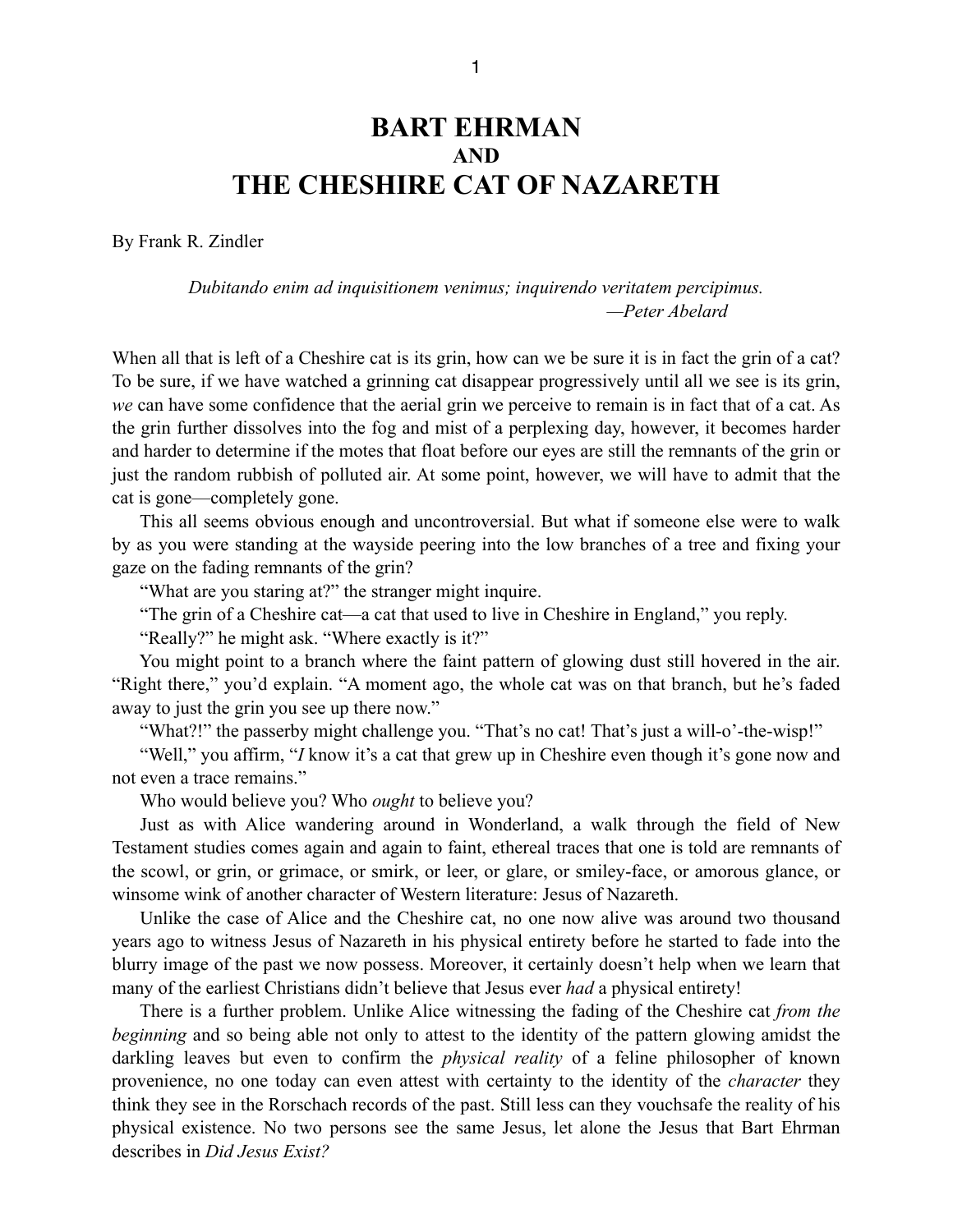# BART EHRMAN
## AND
# THE CHESHIRE CAT OF NAZARETH

By Frank R. Zindler

> *Dubitando enim ad inquisitionem venimus; inquirendo veritatem percipimus.*
> —*Peter Abelard*

When all that is left of a Cheshire cat is its grin, how can we be sure it is in fact the grin of a cat? To be sure, if we have watched a grinning cat disappear progressively until all we see is its grin, *we* can have some confidence that the aerial grin we perceive to remain is in fact that of a cat. As the grin further dissolves into the fog and mist of a perplexing day, however, it becomes harder and harder to determine if the motes that float before our eyes are still the remnants of the grin or just the random rubbish of polluted air. At some point, however, we will have to admit that the cat is gone—completely gone.

This all seems obvious enough and uncontroversial. But what if someone else were to walk by as you were standing at the wayside peering into the low branches of a tree and fixing your gaze on the fading remnants of the grin?

"What are you staring at?" the stranger might inquire.

"The grin of a Cheshire cat—a cat that used to live in Cheshire in England," you reply.

"Really?" he might ask. "Where exactly is it?"

You might point to a branch where the faint pattern of glowing dust still hovered in the air. "Right there," you'd explain. "A moment ago, the whole cat was on that branch, but he's faded away to just the grin you see up there now."

"What?!" the passerby might challenge you. "That's no cat! That's just a will-o'-the-wisp!"

"Well," you affirm, "*I* know it's a cat that grew up in Cheshire even though it's gone now and not even a trace remains."

Who would believe you? Who *ought* to believe you?

Just as with Alice wandering around in Wonderland, a walk through the field of New Testament studies comes again and again to faint, ethereal traces that one is told are remnants of the scowl, or grin, or grimace, or smirk, or leer, or glare, or smiley-face, or amorous glance, or winsome wink of another character of Western literature: Jesus of Nazareth.

Unlike the case of Alice and the Cheshire cat, no one now alive was around two thousand years ago to witness Jesus of Nazareth in his physical entirety before he started to fade into the blurry image of the past we now possess. Moreover, it certainly doesn't help when we learn that many of the earliest Christians didn't believe that Jesus ever *had* a physical entirety!

There is a further problem. Unlike Alice witnessing the fading of the Cheshire cat *from the beginning* and so being able not only to attest to the identity of the pattern glowing amidst the darkling leaves but even to confirm the *physical reality* of a feline philosopher of known provenience, no one today can even attest with certainty to the identity of the *character* they think they see in the Rorschach records of the past. Still less can they vouchsafe the reality of his physical existence. No two persons see the same Jesus, let alone the Jesus that Bart Ehrman describes in *Did Jesus Exist?*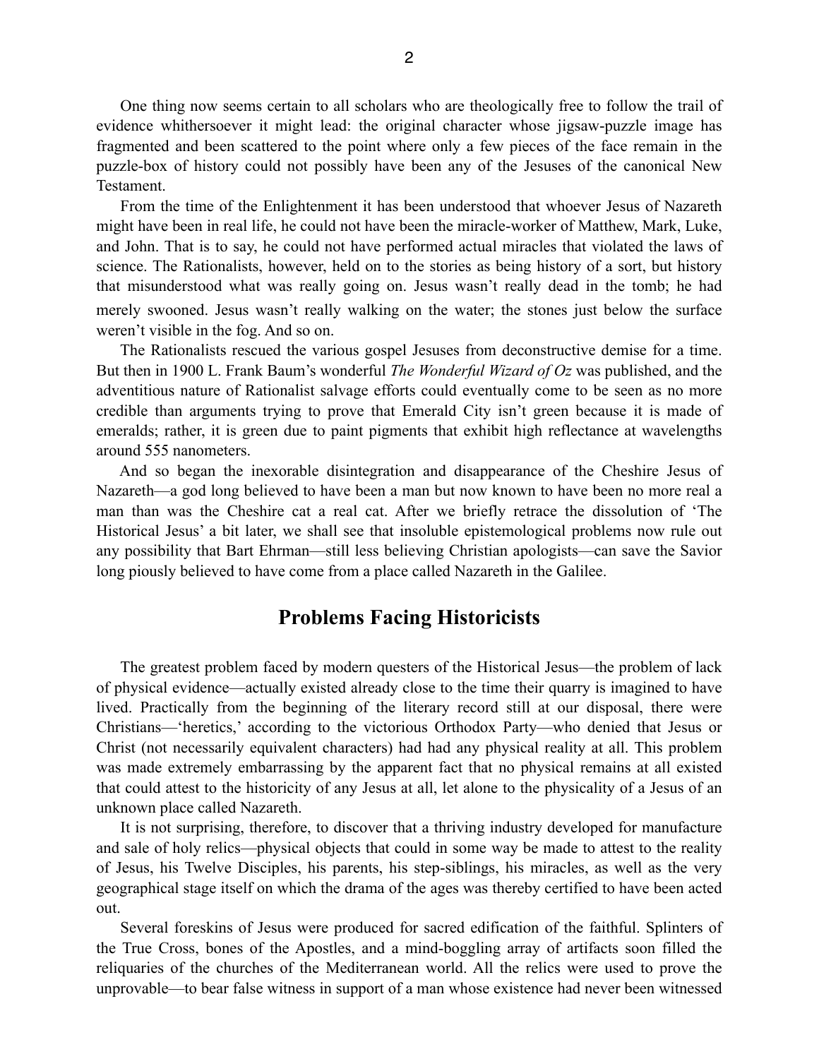One thing now seems certain to all scholars who are theologically free to follow the trail of evidence whithersoever it might lead: the original character whose jigsaw-puzzle image has fragmented and been scattered to the point where only a few pieces of the face remain in the puzzle-box of history could not possibly have been any of the Jesuses of the canonical New Testament.

From the time of the Enlightenment it has been understood that whoever Jesus of Nazareth might have been in real life, he could not have been the miracle-worker of Matthew, Mark, Luke, and John. That is to say, he could not have performed actual miracles that violated the laws of science. The Rationalists, however, held on to the stories as being history of a sort, but history that misunderstood what was really going on. Jesus wasn't really dead in the tomb; he had merely swooned. Jesus wasn't really walking on the water; the stones just below the surface weren't visible in the fog. And so on.

The Rationalists rescued the various gospel Jesuses from deconstructive demise for a time. But then in 1900 L. Frank Baum's wonderful *The Wonderful Wizard of Oz* was published, and the adventitious nature of Rationalist salvage efforts could eventually come to be seen as no more credible than arguments trying to prove that Emerald City isn't green because it is made of emeralds; rather, it is green due to paint pigments that exhibit high reflectance at wavelengths around 555 nanometers.

And so began the inexorable disintegration and disappearance of the Cheshire Jesus of Nazareth—a god long believed to have been a man but now known to have been no more real a man than was the Cheshire cat a real cat. After we briefly retrace the dissolution of 'The Historical Jesus' a bit later, we shall see that insoluble epistemological problems now rule out any possibility that Bart Ehrman—still less believing Christian apologists—can save the Savior long piously believed to have come from a place called Nazareth in the Galilee.

## Problems Facing Historicists

The greatest problem faced by modern questers of the Historical Jesus—the problem of lack of physical evidence—actually existed already close to the time their quarry is imagined to have lived. Practically from the beginning of the literary record still at our disposal, there were Christians—'heretics,' according to the victorious Orthodox Party—who denied that Jesus or Christ (not necessarily equivalent characters) had had any physical reality at all. This problem was made extremely embarrassing by the apparent fact that no physical remains at all existed that could attest to the historicity of any Jesus at all, let alone to the physicality of a Jesus of an unknown place called Nazareth.

It is not surprising, therefore, to discover that a thriving industry developed for manufacture and sale of holy relics—physical objects that could in some way be made to attest to the reality of Jesus, his Twelve Disciples, his parents, his step-siblings, his miracles, as well as the very geographical stage itself on which the drama of the ages was thereby certified to have been acted out.

Several foreskins of Jesus were produced for sacred edification of the faithful. Splinters of the True Cross, bones of the Apostles, and a mind-boggling array of artifacts soon filled the reliquaries of the churches of the Mediterranean world. All the relics were used to prove the unprovable—to bear false witness in support of a man whose existence had never been witnessed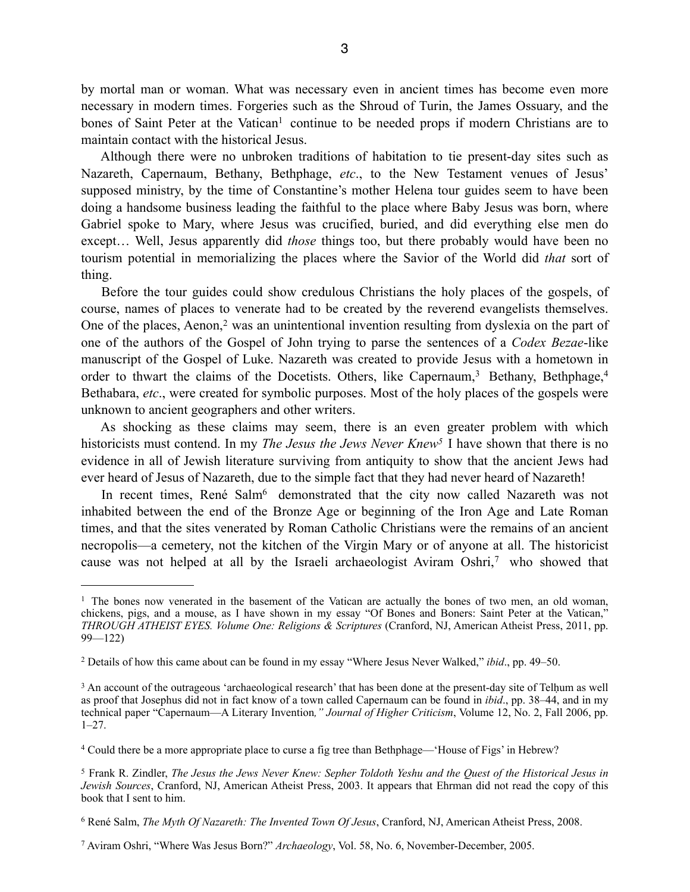by mortal man or woman. What was necessary even in ancient times has become even more necessary in modern times. Forgeries such as the Shroud of Turin, the James Ossuary, and the bones of Saint Peter at the Vatican[1] continue to be needed props if modern Christians are to maintain contact with the historical Jesus.

Although there were no unbroken traditions of habitation to tie present-day sites such as Nazareth, Capernaum, Bethany, Bethphage, *etc*., to the New Testament venues of Jesus' supposed ministry, by the time of Constantine's mother Helena tour guides seem to have been doing a handsome business leading the faithful to the place where Baby Jesus was born, where Gabriel spoke to Mary, where Jesus was crucified, buried, and did everything else men do except… Well, Jesus apparently did *those* things too, but there probably would have been no tourism potential in memorializing the places where the Savior of the World did *that* sort of thing.

Before the tour guides could show credulous Christians the holy places of the gospels, of course, names of places to venerate had to be created by the reverend evangelists themselves. One of the places, Aenon,[2] was an unintentional invention resulting from dyslexia on the part of one of the authors of the Gospel of John trying to parse the sentences of a *Codex Bezae*-like manuscript of the Gospel of Luke. Nazareth was created to provide Jesus with a hometown in order to thwart the claims of the Docetists. Others, like Capernaum,[3] Bethany, Bethphage,[4] Bethabara, *etc*., were created for symbolic purposes. Most of the holy places of the gospels were unknown to ancient geographers and other writers.

As shocking as these claims may seem, there is an even greater problem with which historicists must contend. In my *The Jesus the Jews Never Knew*[5] I have shown that there is no evidence in all of Jewish literature surviving from antiquity to show that the ancient Jews had ever heard of Jesus of Nazareth, due to the simple fact that they had never heard of Nazareth!

In recent times, René Salm[6] demonstrated that the city now called Nazareth was not inhabited between the end of the Bronze Age or beginning of the Iron Age and Late Roman times, and that the sites venerated by Roman Catholic Christians were the remains of an ancient necropolis—a cemetery, not the kitchen of the Virgin Mary or of anyone at all. The historicist cause was not helped at all by the Israeli archaeologist Aviram Oshri,[7] who showed that

---

[1] The bones now venerated in the basement of the Vatican are actually the bones of two men, an old woman, chickens, pigs, and a mouse, as I have shown in my essay "Of Bones and Boners: Saint Peter at the Vatican," *THROUGH ATHEIST EYES. Volume One: Religions & Scriptures* (Cranford, NJ, American Atheist Press, 2011, pp. 99—122)

[2] Details of how this came about can be found in my essay "Where Jesus Never Walked," *ibid*., pp. 49–50.

[3] An account of the outrageous 'archaeological research' that has been done at the present-day site of Telḥum as well as proof that Josephus did not in fact know of a town called Capernaum can be found in *ibid*., pp. 38–44, and in my technical paper "Capernaum—A Literary Invention*," Journal of Higher Criticism*, Volume 12, No. 2, Fall 2006, pp. 1–27.

[4] Could there be a more appropriate place to curse a fig tree than Bethphage—'House of Figs' in Hebrew?

[5] Frank R. Zindler, *The Jesus the Jews Never Knew: Sepher Toldoth Yeshu and the Quest of the Historical Jesus in Jewish Sources*, Cranford, NJ, American Atheist Press, 2003. It appears that Ehrman did not read the copy of this book that I sent to him.

[6] René Salm, *The Myth Of Nazareth: The Invented Town Of Jesus*, Cranford, NJ, American Atheist Press, 2008.

[7] Aviram Oshri, "Where Was Jesus Born?" *Archaeology*, Vol. 58, No. 6, November-December, 2005.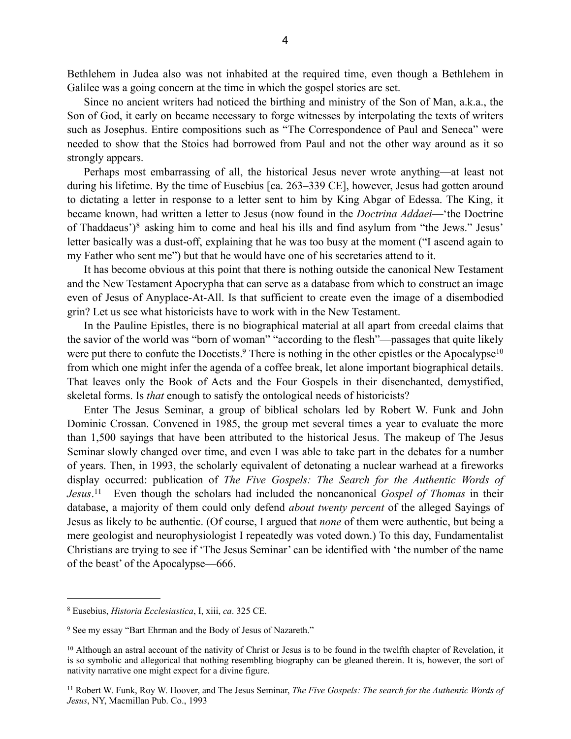Bethlehem in Judea also was not inhabited at the required time, even though a Bethlehem in Galilee was a going concern at the time in which the gospel stories are set.

Since no ancient writers had noticed the birthing and ministry of the Son of Man, a.k.a., the Son of God, it early on became necessary to forge witnesses by interpolating the texts of writers such as Josephus. Entire compositions such as "The Correspondence of Paul and Seneca" were needed to show that the Stoics had borrowed from Paul and not the other way around as it so strongly appears.

Perhaps most embarrassing of all, the historical Jesus never wrote anything—at least not during his lifetime. By the time of Eusebius [ca. 263–339 CE], however, Jesus had gotten around to dictating a letter in response to a letter sent to him by King Abgar of Edessa. The King, it became known, had written a letter to Jesus (now found in the *Doctrina Addaei*—'the Doctrine of Thaddaeus')[8] asking him to come and heal his ills and find asylum from "the Jews." Jesus' letter basically was a dust-off, explaining that he was too busy at the moment ("I ascend again to my Father who sent me") but that he would have one of his secretaries attend to it.

It has become obvious at this point that there is nothing outside the canonical New Testament and the New Testament Apocrypha that can serve as a database from which to construct an image even of Jesus of Anyplace-At-All. Is that sufficient to create even the image of a disembodied grin? Let us see what historicists have to work with in the New Testament.

In the Pauline Epistles, there is no biographical material at all apart from creedal claims that the savior of the world was "born of woman" "according to the flesh"—passages that quite likely were put there to confute the Docetists.[9] There is nothing in the other epistles or the Apocalypse[10] from which one might infer the agenda of a coffee break, let alone important biographical details. That leaves only the Book of Acts and the Four Gospels in their disenchanted, demystified, skeletal forms. Is *that* enough to satisfy the ontological needs of historicists?

Enter The Jesus Seminar, a group of biblical scholars led by Robert W. Funk and John Dominic Crossan. Convened in 1985, the group met several times a year to evaluate the more than 1,500 sayings that have been attributed to the historical Jesus. The makeup of The Jesus Seminar slowly changed over time, and even I was able to take part in the debates for a number of years. Then, in 1993, the scholarly equivalent of detonating a nuclear warhead at a fireworks display occurred: publication of *The Five Gospels: The Search for the Authentic Words of Jesus*.[11] Even though the scholars had included the noncanonical *Gospel of Thomas* in their database, a majority of them could only defend *about twenty percent* of the alleged Sayings of Jesus as likely to be authentic. (Of course, I argued that *none* of them were authentic, but being a mere geologist and neurophysiologist I repeatedly was voted down.) To this day, Fundamentalist Christians are trying to see if 'The Jesus Seminar' can be identified with 'the number of the name of the beast' of the Apocalypse—666.

---

[8] Eusebius, *Historia Ecclesiastica*, I, xiii, *ca*. 325 CE.

[9] See my essay "Bart Ehrman and the Body of Jesus of Nazareth."

[10] Although an astral account of the nativity of Christ or Jesus is to be found in the twelfth chapter of Revelation, it is so symbolic and allegorical that nothing resembling biography can be gleaned therein. It is, however, the sort of nativity narrative one might expect for a divine figure.

[11] Robert W. Funk, Roy W. Hoover, and The Jesus Seminar, *The Five Gospels: The search for the Authentic Words of Jesus*, NY, Macmillan Pub. Co., 1993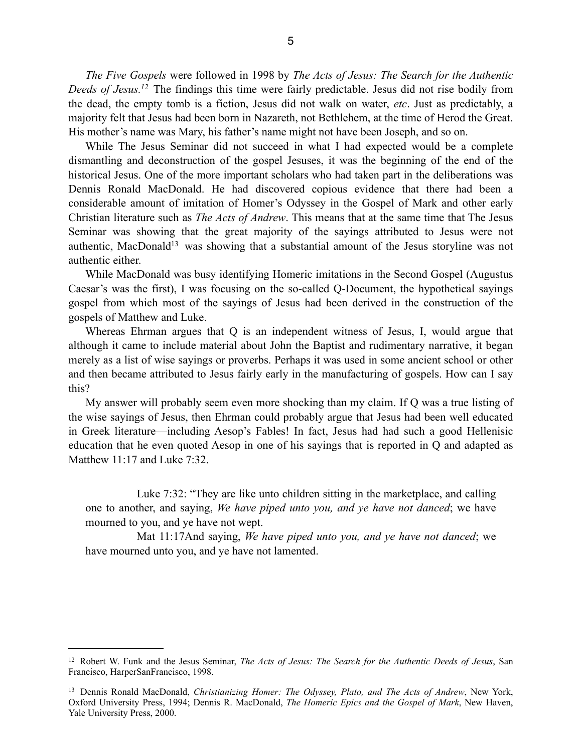*The Five Gospels* were followed in 1998 by *The Acts of Jesus: The Search for the Authentic Deeds of Jesus.*[12] The findings this time were fairly predictable. Jesus did not rise bodily from the dead, the empty tomb is a fiction, Jesus did not walk on water, *etc*. Just as predictably, a majority felt that Jesus had been born in Nazareth, not Bethlehem, at the time of Herod the Great. His mother's name was Mary, his father's name might not have been Joseph, and so on.

While The Jesus Seminar did not succeed in what I had expected would be a complete dismantling and deconstruction of the gospel Jesuses, it was the beginning of the end of the historical Jesus. One of the more important scholars who had taken part in the deliberations was Dennis Ronald MacDonald. He had discovered copious evidence that there had been a considerable amount of imitation of Homer's Odyssey in the Gospel of Mark and other early Christian literature such as *The Acts of Andrew*. This means that at the same time that The Jesus Seminar was showing that the great majority of the sayings attributed to Jesus were not authentic, MacDonald[13] was showing that a substantial amount of the Jesus storyline was not authentic either.

While MacDonald was busy identifying Homeric imitations in the Second Gospel (Augustus Caesar's was the first), I was focusing on the so-called Q-Document, the hypothetical sayings gospel from which most of the sayings of Jesus had been derived in the construction of the gospels of Matthew and Luke.

Whereas Ehrman argues that Q is an independent witness of Jesus, I, would argue that although it came to include material about John the Baptist and rudimentary narrative, it began merely as a list of wise sayings or proverbs. Perhaps it was used in some ancient school or other and then became attributed to Jesus fairly early in the manufacturing of gospels. How can I say this?

My answer will probably seem even more shocking than my claim. If Q was a true listing of the wise sayings of Jesus, then Ehrman could probably argue that Jesus had been well educated in Greek literature—including Aesop's Fables! In fact, Jesus had had such a good Hellenisic education that he even quoted Aesop in one of his sayings that is reported in Q and adapted as Matthew 11:17 and Luke 7:32.

> Luke 7:32: "They are like unto children sitting in the marketplace, and calling one to another, and saying, *We have piped unto you, and ye have not danced*; we have mourned to you, and ye have not wept.
>
> Mat 11:17And saying, *We have piped unto you, and ye have not danced*; we have mourned unto you, and ye have not lamented.

---

[12] Robert W. Funk and the Jesus Seminar, *The Acts of Jesus: The Search for the Authentic Deeds of Jesus*, San Francisco, HarperSanFrancisco, 1998.

[13] Dennis Ronald MacDonald, *Christianizing Homer: The Odyssey, Plato, and The Acts of Andrew*, New York, Oxford University Press, 1994; Dennis R. MacDonald, *The Homeric Epics and the Gospel of Mark*, New Haven, Yale University Press, 2000.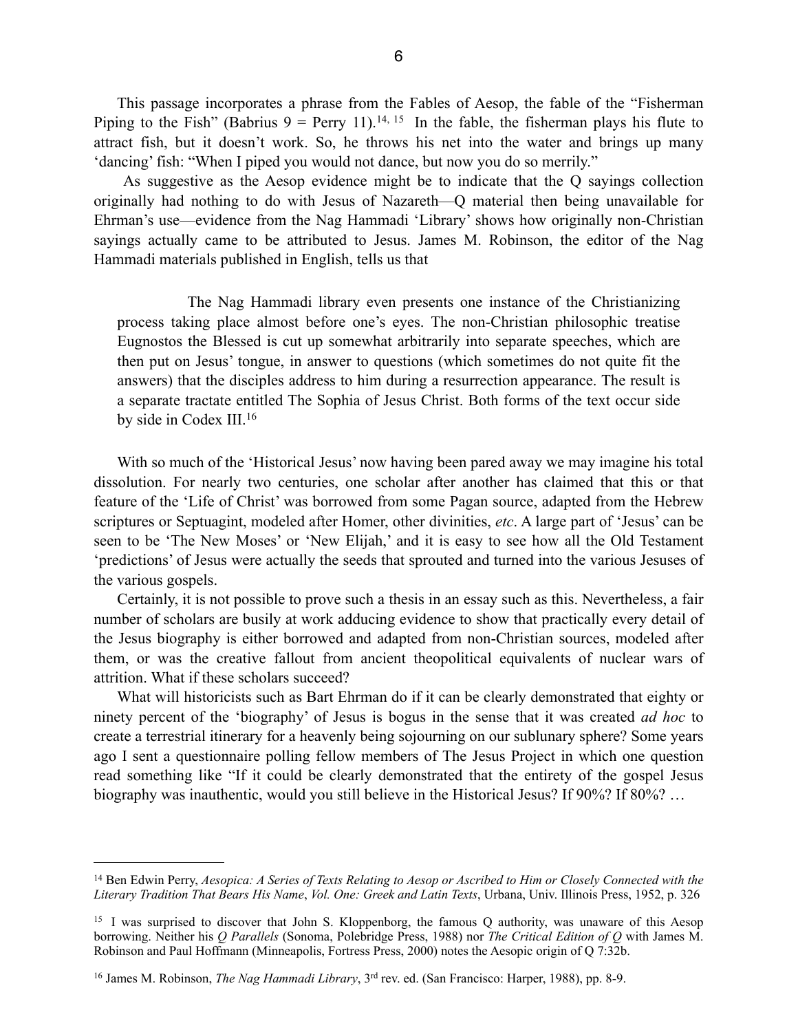This passage incorporates a phrase from the Fables of Aesop, the fable of the "Fisherman Piping to the Fish" (Babrius 9 = Perry 11).[14, 15] In the fable, the fisherman plays his flute to attract fish, but it doesn't work. So, he throws his net into the water and brings up many 'dancing' fish: "When I piped you would not dance, but now you do so merrily."

As suggestive as the Aesop evidence might be to indicate that the Q sayings collection originally had nothing to do with Jesus of Nazareth—Q material then being unavailable for Ehrman's use—evidence from the Nag Hammadi 'Library' shows how originally non-Christian sayings actually came to be attributed to Jesus. James M. Robinson, the editor of the Nag Hammadi materials published in English, tells us that

> The Nag Hammadi library even presents one instance of the Christianizing process taking place almost before one's eyes. The non-Christian philosophic treatise Eugnostos the Blessed is cut up somewhat arbitrarily into separate speeches, which are then put on Jesus' tongue, in answer to questions (which sometimes do not quite fit the answers) that the disciples address to him during a resurrection appearance. The result is a separate tractate entitled The Sophia of Jesus Christ. Both forms of the text occur side by side in Codex III.[16]

With so much of the 'Historical Jesus' now having been pared away we may imagine his total dissolution. For nearly two centuries, one scholar after another has claimed that this or that feature of the 'Life of Christ' was borrowed from some Pagan source, adapted from the Hebrew scriptures or Septuagint, modeled after Homer, other divinities, *etc*. A large part of 'Jesus' can be seen to be 'The New Moses' or 'New Elijah,' and it is easy to see how all the Old Testament 'predictions' of Jesus were actually the seeds that sprouted and turned into the various Jesuses of the various gospels.

Certainly, it is not possible to prove such a thesis in an essay such as this. Nevertheless, a fair number of scholars are busily at work adducing evidence to show that practically every detail of the Jesus biography is either borrowed and adapted from non-Christian sources, modeled after them, or was the creative fallout from ancient theopolitical equivalents of nuclear wars of attrition. What if these scholars succeed?

What will historicists such as Bart Ehrman do if it can be clearly demonstrated that eighty or ninety percent of the 'biography' of Jesus is bogus in the sense that it was created *ad hoc* to create a terrestrial itinerary for a heavenly being sojourning on our sublunary sphere? Some years ago I sent a questionnaire polling fellow members of The Jesus Project in which one question read something like "If it could be clearly demonstrated that the entirety of the gospel Jesus biography was inauthentic, would you still believe in the Historical Jesus? If 90%? If 80%? …

---

[14] Ben Edwin Perry, *Aesopica: A Series of Texts Relating to Aesop or Ascribed to Him or Closely Connected with the Literary Tradition That Bears His Name*, *Vol. One: Greek and Latin Texts*, Urbana, Univ. Illinois Press, 1952, p. 326

[15] I was surprised to discover that John S. Kloppenborg, the famous Q authority, was unaware of this Aesop borrowing. Neither his *Q Parallels* (Sonoma, Polebridge Press, 1988) nor *The Critical Edition of Q* with James M. Robinson and Paul Hoffmann (Minneapolis, Fortress Press, 2000) notes the Aesopic origin of Q 7:32b.

[16] James M. Robinson, *The Nag Hammadi Library*, 3rd rev. ed. (San Francisco: Harper, 1988), pp. 8-9.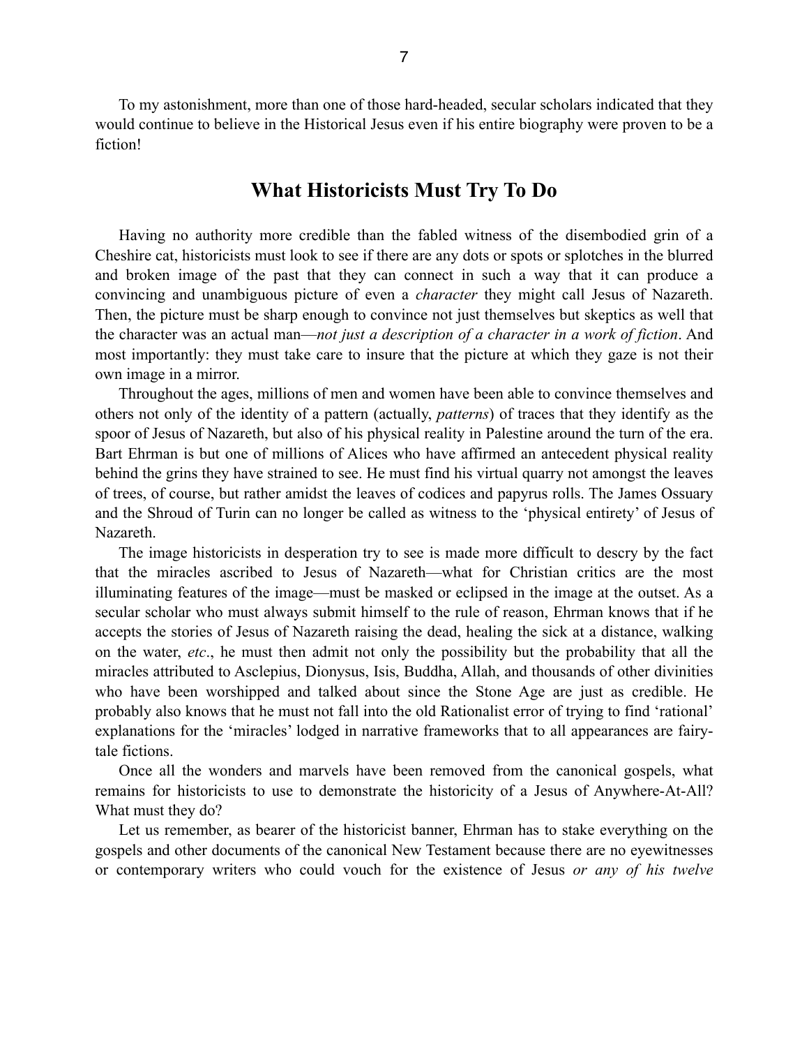To my astonishment, more than one of those hard-headed, secular scholars indicated that they would continue to believe in the Historical Jesus even if his entire biography were proven to be a fiction!

## What Historicists Must Try To Do

Having no authority more credible than the fabled witness of the disembodied grin of a Cheshire cat, historicists must look to see if there are any dots or spots or splotches in the blurred and broken image of the past that they can connect in such a way that it can produce a convincing and unambiguous picture of even a *character* they might call Jesus of Nazareth. Then, the picture must be sharp enough to convince not just themselves but skeptics as well that the character was an actual man—*not just a description of a character in a work of fiction*. And most importantly: they must take care to insure that the picture at which they gaze is not their own image in a mirror.

Throughout the ages, millions of men and women have been able to convince themselves and others not only of the identity of a pattern (actually, *patterns*) of traces that they identify as the spoor of Jesus of Nazareth, but also of his physical reality in Palestine around the turn of the era. Bart Ehrman is but one of millions of Alices who have affirmed an antecedent physical reality behind the grins they have strained to see. He must find his virtual quarry not amongst the leaves of trees, of course, but rather amidst the leaves of codices and papyrus rolls. The James Ossuary and the Shroud of Turin can no longer be called as witness to the 'physical entirety' of Jesus of Nazareth.

The image historicists in desperation try to see is made more difficult to descry by the fact that the miracles ascribed to Jesus of Nazareth—what for Christian critics are the most illuminating features of the image—must be masked or eclipsed in the image at the outset. As a secular scholar who must always submit himself to the rule of reason, Ehrman knows that if he accepts the stories of Jesus of Nazareth raising the dead, healing the sick at a distance, walking on the water, *etc*., he must then admit not only the possibility but the probability that all the miracles attributed to Asclepius, Dionysus, Isis, Buddha, Allah, and thousands of other divinities who have been worshipped and talked about since the Stone Age are just as credible. He probably also knows that he must not fall into the old Rationalist error of trying to find 'rational' explanations for the 'miracles' lodged in narrative frameworks that to all appearances are fairy-tale fictions.

Once all the wonders and marvels have been removed from the canonical gospels, what remains for historicists to use to demonstrate the historicity of a Jesus of Anywhere-At-All? What must they do?

Let us remember, as bearer of the historicist banner, Ehrman has to stake everything on the gospels and other documents of the canonical New Testament because there are no eyewitnesses or contemporary writers who could vouch for the existence of Jesus *or any of his twelve*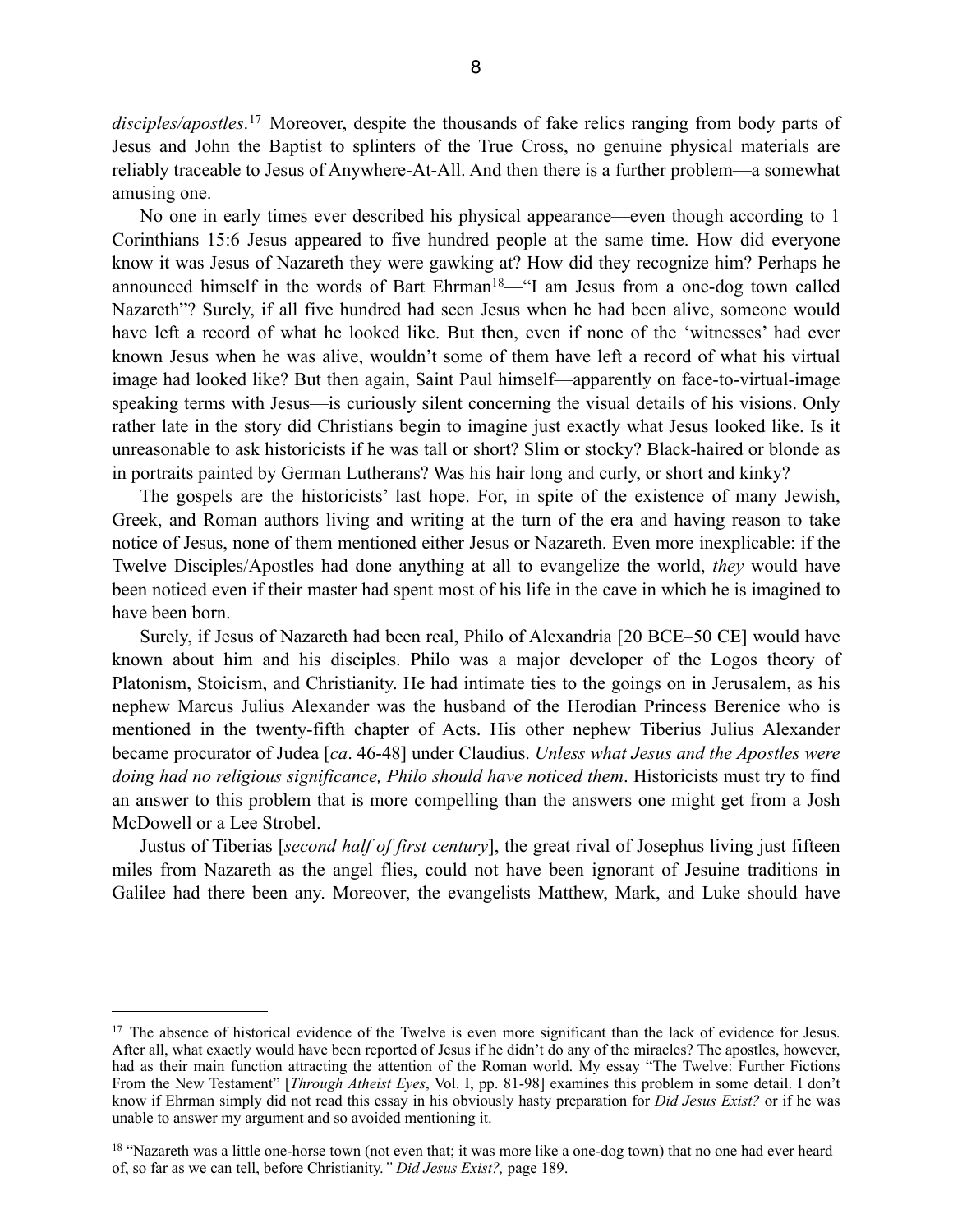*disciples/apostles*.[17] Moreover, despite the thousands of fake relics ranging from body parts of Jesus and John the Baptist to splinters of the True Cross, no genuine physical materials are reliably traceable to Jesus of Anywhere-At-All. And then there is a further problem—a somewhat amusing one.

No one in early times ever described his physical appearance—even though according to 1 Corinthians 15:6 Jesus appeared to five hundred people at the same time. How did everyone know it was Jesus of Nazareth they were gawking at? How did they recognize him? Perhaps he announced himself in the words of Bart Ehrman[18]—"I am Jesus from a one-dog town called Nazareth"? Surely, if all five hundred had seen Jesus when he had been alive, someone would have left a record of what he looked like. But then, even if none of the 'witnesses' had ever known Jesus when he was alive, wouldn't some of them have left a record of what his virtual image had looked like? But then again, Saint Paul himself—apparently on face-to-virtual-image speaking terms with Jesus—is curiously silent concerning the visual details of his visions. Only rather late in the story did Christians begin to imagine just exactly what Jesus looked like. Is it unreasonable to ask historicists if he was tall or short? Slim or stocky? Black-haired or blonde as in portraits painted by German Lutherans? Was his hair long and curly, or short and kinky?

The gospels are the historicists' last hope. For, in spite of the existence of many Jewish, Greek, and Roman authors living and writing at the turn of the era and having reason to take notice of Jesus, none of them mentioned either Jesus or Nazareth. Even more inexplicable: if the Twelve Disciples/Apostles had done anything at all to evangelize the world, *they* would have been noticed even if their master had spent most of his life in the cave in which he is imagined to have been born.

Surely, if Jesus of Nazareth had been real, Philo of Alexandria [20 BCE–50 CE] would have known about him and his disciples. Philo was a major developer of the Logos theory of Platonism, Stoicism, and Christianity. He had intimate ties to the goings on in Jerusalem, as his nephew Marcus Julius Alexander was the husband of the Herodian Princess Berenice who is mentioned in the twenty-fifth chapter of Acts. His other nephew Tiberius Julius Alexander became procurator of Judea [*ca*. 46-48] under Claudius. *Unless what Jesus and the Apostles were doing had no religious significance, Philo should have noticed them*. Historicists must try to find an answer to this problem that is more compelling than the answers one might get from a Josh McDowell or a Lee Strobel.

Justus of Tiberias [*second half of first century*], the great rival of Josephus living just fifteen miles from Nazareth as the angel flies, could not have been ignorant of Jesuine traditions in Galilee had there been any. Moreover, the evangelists Matthew, Mark, and Luke should have

---

[17] The absence of historical evidence of the Twelve is even more significant than the lack of evidence for Jesus. After all, what exactly would have been reported of Jesus if he didn't do any of the miracles? The apostles, however, had as their main function attracting the attention of the Roman world. My essay "The Twelve: Further Fictions From the New Testament" [*Through Atheist Eyes*, Vol. I, pp. 81-98] examines this problem in some detail. I don't know if Ehrman simply did not read this essay in his obviously hasty preparation for *Did Jesus Exist?* or if he was unable to answer my argument and so avoided mentioning it.

[18] "Nazareth was a little one-horse town (not even that; it was more like a one-dog town) that no one had ever heard of, so far as we can tell, before Christianity.*" Did Jesus Exist?,* page 189.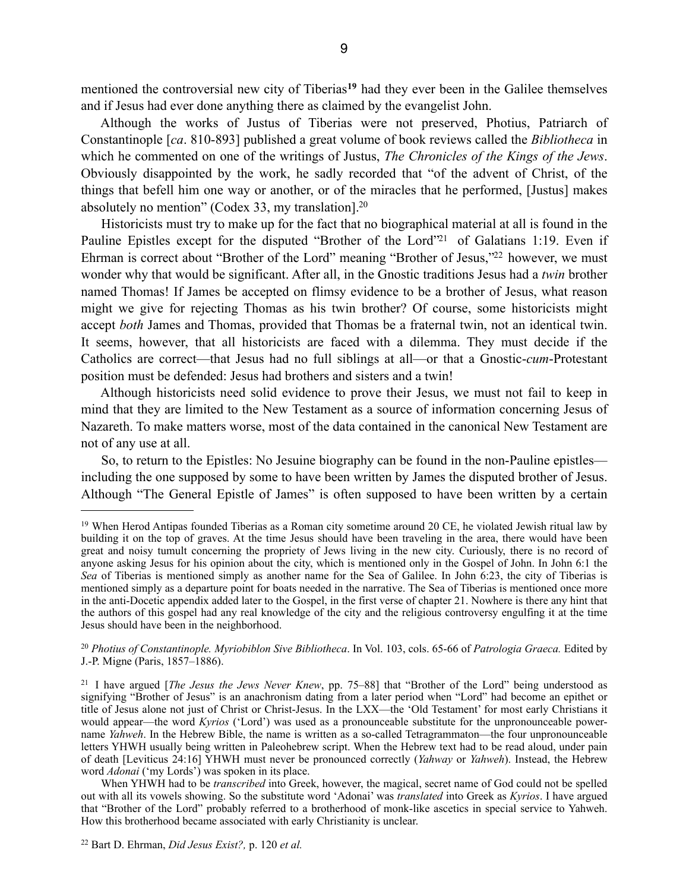mentioned the controversial new city of Tiberias[19] had they ever been in the Galilee themselves and if Jesus had ever done anything there as claimed by the evangelist John.

Although the works of Justus of Tiberias were not preserved, Photius, Patriarch of Constantinople [*ca*. 810-893] published a great volume of book reviews called the *Bibliotheca* in which he commented on one of the writings of Justus, *The Chronicles of the Kings of the Jews*. Obviously disappointed by the work, he sadly recorded that "of the advent of Christ, of the things that befell him one way or another, or of the miracles that he performed, [Justus] makes absolutely no mention" (Codex 33, my translation].[20]

Historicists must try to make up for the fact that no biographical material at all is found in the Pauline Epistles except for the disputed "Brother of the Lord"[21] of Galatians 1:19. Even if Ehrman is correct about "Brother of the Lord" meaning "Brother of Jesus,"[22] however, we must wonder why that would be significant. After all, in the Gnostic traditions Jesus had a *twin* brother named Thomas! If James be accepted on flimsy evidence to be a brother of Jesus, what reason might we give for rejecting Thomas as his twin brother? Of course, some historicists might accept *both* James and Thomas, provided that Thomas be a fraternal twin, not an identical twin. It seems, however, that all historicists are faced with a dilemma. They must decide if the Catholics are correct—that Jesus had no full siblings at all—or that a Gnostic-*cum*-Protestant position must be defended: Jesus had brothers and sisters and a twin!

Although historicists need solid evidence to prove their Jesus, we must not fail to keep in mind that they are limited to the New Testament as a source of information concerning Jesus of Nazareth. To make matters worse, most of the data contained in the canonical New Testament are not of any use at all.

So, to return to the Epistles: No Jesuine biography can be found in the non-Pauline epistles—including the one supposed by some to have been written by James the disputed brother of Jesus. Although "The General Epistle of James" is often supposed to have been written by a certain

---

[19] When Herod Antipas founded Tiberias as a Roman city sometime around 20 CE, he violated Jewish ritual law by building it on the top of graves. At the time Jesus should have been traveling in the area, there would have been great and noisy tumult concerning the propriety of Jews living in the new city. Curiously, there is no record of anyone asking Jesus for his opinion about the city, which is mentioned only in the Gospel of John. In John 6:1 the *Sea* of Tiberias is mentioned simply as another name for the Sea of Galilee. In John 6:23, the city of Tiberias is mentioned simply as a departure point for boats needed in the narrative. The Sea of Tiberias is mentioned once more in the anti-Docetic appendix added later to the Gospel, in the first verse of chapter 21. Nowhere is there any hint that the authors of this gospel had any real knowledge of the city and the religious controversy engulfing it at the time Jesus should have been in the neighborhood.

[20] *Photius of Constantinople. Myriobiblon Sive Bibliotheca*. In Vol. 103, cols. 65-66 of *Patrologia Graeca.* Edited by J.-P. Migne (Paris, 1857–1886).

[21] I have argued [*The Jesus the Jews Never Knew*, pp. 75–88] that "Brother of the Lord" being understood as signifying "Brother of Jesus" is an anachronism dating from a later period when "Lord" had become an epithet or title of Jesus alone not just of Christ or Christ-Jesus. In the LXX—the 'Old Testament' for most early Christians it would appear—the word *Kyrios* ('Lord') was used as a pronounceable substitute for the unpronounceable power-name *Yahweh*. In the Hebrew Bible, the name is written as a so-called Tetragrammaton—the four unpronounceable letters YHWH usually being written in Paleohebrew script. When the Hebrew text had to be read aloud, under pain of death [Leviticus 24:16] YHWH must never be pronounced correctly (*Yahway* or *Yahweh*). Instead, the Hebrew word *Adonai* ('my Lords') was spoken in its place.

When YHWH had to be *transcribed* into Greek, however, the magical, secret name of God could not be spelled out with all its vowels showing. So the substitute word 'Adonai' was *translated* into Greek as *Kyrios*. I have argued that "Brother of the Lord" probably referred to a brotherhood of monk-like ascetics in special service to Yahweh. How this brotherhood became associated with early Christianity is unclear.

[22] Bart D. Ehrman, *Did Jesus Exist?,* p. 120 *et al.*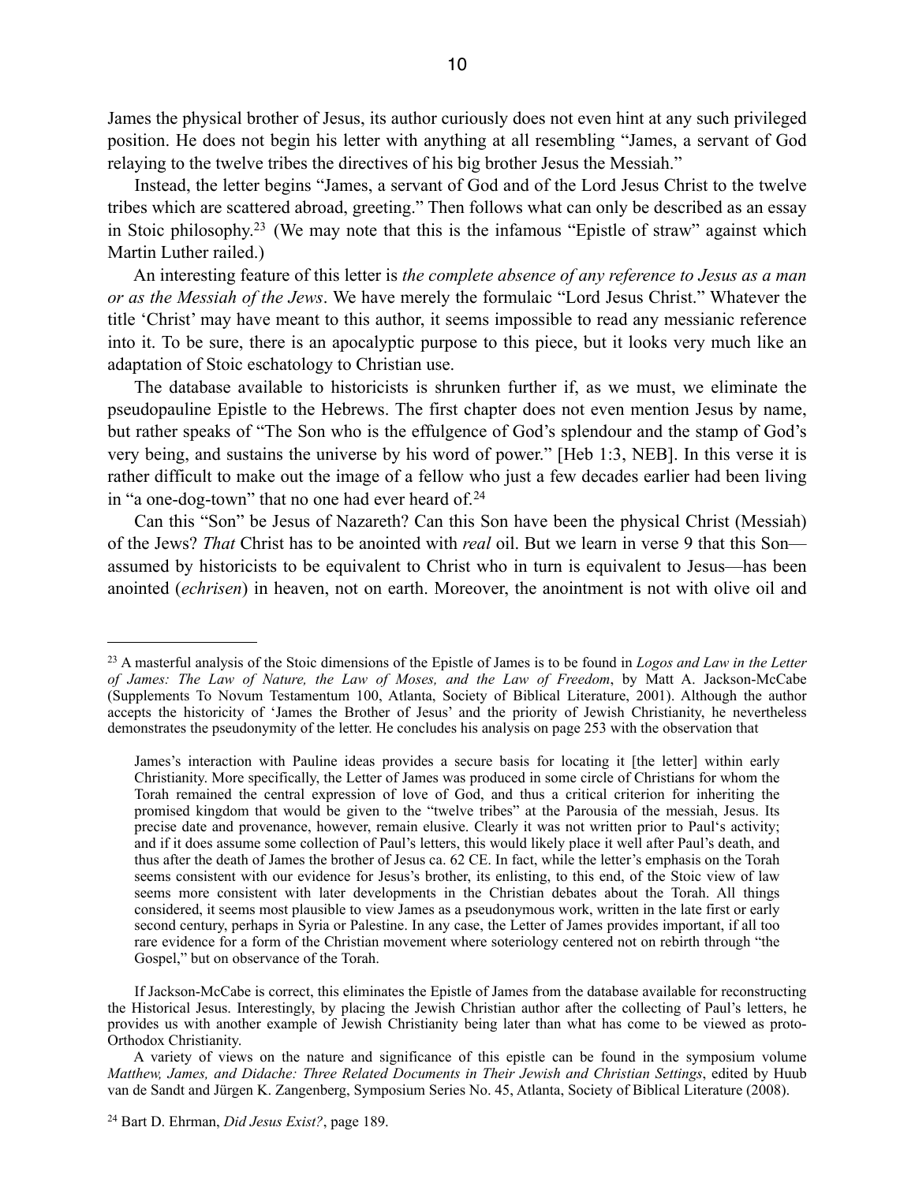James the physical brother of Jesus, its author curiously does not even hint at any such privileged position. He does not begin his letter with anything at all resembling "James, a servant of God relaying to the twelve tribes the directives of his big brother Jesus the Messiah."

Instead, the letter begins "James, a servant of God and of the Lord Jesus Christ to the twelve tribes which are scattered abroad, greeting." Then follows what can only be described as an essay in Stoic philosophy.[23] (We may note that this is the infamous "Epistle of straw" against which Martin Luther railed.)

An interesting feature of this letter is *the complete absence of any reference to Jesus as a man or as the Messiah of the Jews*. We have merely the formulaic "Lord Jesus Christ." Whatever the title 'Christ' may have meant to this author, it seems impossible to read any messianic reference into it. To be sure, there is an apocalyptic purpose to this piece, but it looks very much like an adaptation of Stoic eschatology to Christian use.

The database available to historicists is shrunken further if, as we must, we eliminate the pseudopauline Epistle to the Hebrews. The first chapter does not even mention Jesus by name, but rather speaks of "The Son who is the effulgence of God's splendour and the stamp of God's very being, and sustains the universe by his word of power." [Heb 1:3, NEB]. In this verse it is rather difficult to make out the image of a fellow who just a few decades earlier had been living in "a one-dog-town" that no one had ever heard of.[24]

Can this "Son" be Jesus of Nazareth? Can this Son have been the physical Christ (Messiah) of the Jews? *That* Christ has to be anointed with *real* oil. But we learn in verse 9 that this Son—assumed by historicists to be equivalent to Christ who in turn is equivalent to Jesus—has been anointed (*echrisen*) in heaven, not on earth. Moreover, the anointment is not with olive oil and

---

[23] A masterful analysis of the Stoic dimensions of the Epistle of James is to be found in *Logos and Law in the Letter of James: The Law of Nature, the Law of Moses, and the Law of Freedom*, by Matt A. Jackson-McCabe (Supplements To Novum Testamentum 100, Atlanta, Society of Biblical Literature, 2001). Although the author accepts the historicity of 'James the Brother of Jesus' and the priority of Jewish Christianity, he nevertheless demonstrates the pseudonymity of the letter. He concludes his analysis on page 253 with the observation that

> James's interaction with Pauline ideas provides a secure basis for locating it [the letter] within early Christianity. More specifically, the Letter of James was produced in some circle of Christians for whom the Torah remained the central expression of love of God, and thus a critical criterion for inheriting the promised kingdom that would be given to the "twelve tribes" at the Parousia of the messiah, Jesus. Its precise date and provenance, however, remain elusive. Clearly it was not written prior to Paul's activity; and if it does assume some collection of Paul's letters, this would likely place it well after Paul's death, and thus after the death of James the brother of Jesus ca. 62 CE. In fact, while the letter's emphasis on the Torah seems consistent with our evidence for Jesus's brother, its enlisting, to this end, of the Stoic view of law seems more consistent with later developments in the Christian debates about the Torah. All things considered, it seems most plausible to view James as a pseudonymous work, written in the late first or early second century, perhaps in Syria or Palestine. In any case, the Letter of James provides important, if all too rare evidence for a form of the Christian movement where soteriology centered not on rebirth through "the Gospel," but on observance of the Torah.

If Jackson-McCabe is correct, this eliminates the Epistle of James from the database available for reconstructing the Historical Jesus. Interestingly, by placing the Jewish Christian author after the collecting of Paul's letters, he provides us with another example of Jewish Christianity being later than what has come to be viewed as proto-Orthodox Christianity.

A variety of views on the nature and significance of this epistle can be found in the symposium volume *Matthew, James, and Didache: Three Related Documents in Their Jewish and Christian Settings*, edited by Huub van de Sandt and Jürgen K. Zangenberg, Symposium Series No. 45, Atlanta, Society of Biblical Literature (2008).

[24] Bart D. Ehrman, *Did Jesus Exist?*, page 189.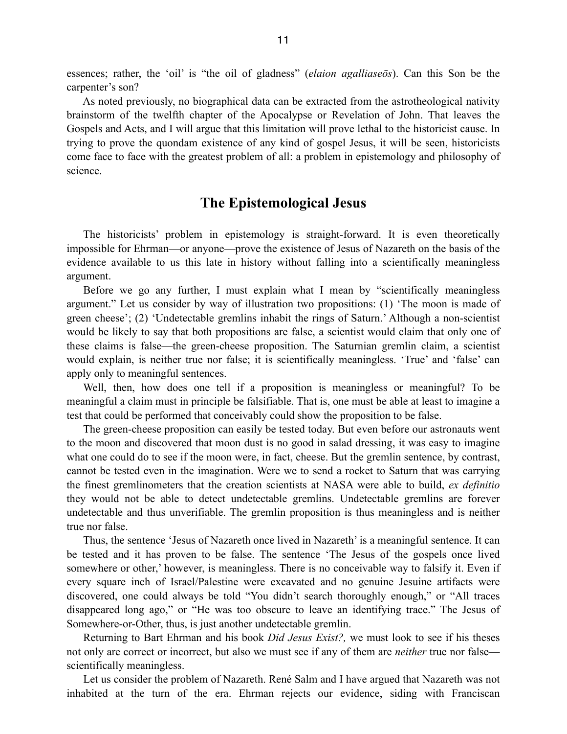essences; rather, the 'oil' is "the oil of gladness" (*elaion agalliaseōs*). Can this Son be the carpenter's son?

As noted previously, no biographical data can be extracted from the astrotheological nativity brainstorm of the twelfth chapter of the Apocalypse or Revelation of John. That leaves the Gospels and Acts, and I will argue that this limitation will prove lethal to the historicist cause. In trying to prove the quondam existence of any kind of gospel Jesus, it will be seen, historicists come face to face with the greatest problem of all: a problem in epistemology and philosophy of science.

## The Epistemological Jesus

The historicists' problem in epistemology is straight-forward. It is even theoretically impossible for Ehrman—or anyone—prove the existence of Jesus of Nazareth on the basis of the evidence available to us this late in history without falling into a scientifically meaningless argument.

Before we go any further, I must explain what I mean by "scientifically meaningless argument." Let us consider by way of illustration two propositions: (1) 'The moon is made of green cheese'; (2) 'Undetectable gremlins inhabit the rings of Saturn.' Although a non-scientist would be likely to say that both propositions are false, a scientist would claim that only one of these claims is false—the green-cheese proposition. The Saturnian gremlin claim, a scientist would explain, is neither true nor false; it is scientifically meaningless. 'True' and 'false' can apply only to meaningful sentences.

Well, then, how does one tell if a proposition is meaningless or meaningful? To be meaningful a claim must in principle be falsifiable. That is, one must be able at least to imagine a test that could be performed that conceivably could show the proposition to be false.

The green-cheese proposition can easily be tested today. But even before our astronauts went to the moon and discovered that moon dust is no good in salad dressing, it was easy to imagine what one could do to see if the moon were, in fact, cheese. But the gremlin sentence, by contrast, cannot be tested even in the imagination. Were we to send a rocket to Saturn that was carrying the finest gremlinometers that the creation scientists at NASA were able to build, *ex definitio* they would not be able to detect undetectable gremlins. Undetectable gremlins are forever undetectable and thus unverifiable. The gremlin proposition is thus meaningless and is neither true nor false.

Thus, the sentence 'Jesus of Nazareth once lived in Nazareth' is a meaningful sentence. It can be tested and it has proven to be false. The sentence 'The Jesus of the gospels once lived somewhere or other,' however, is meaningless. There is no conceivable way to falsify it. Even if every square inch of Israel/Palestine were excavated and no genuine Jesuine artifacts were discovered, one could always be told "You didn't search thoroughly enough," or "All traces disappeared long ago," or "He was too obscure to leave an identifying trace." The Jesus of Somewhere-or-Other, thus, is just another undetectable gremlin.

Returning to Bart Ehrman and his book *Did Jesus Exist?,* we must look to see if his theses not only are correct or incorrect, but also we must see if any of them are *neither* true nor false—scientifically meaningless.

Let us consider the problem of Nazareth. René Salm and I have argued that Nazareth was not inhabited at the turn of the era. Ehrman rejects our evidence, siding with Franciscan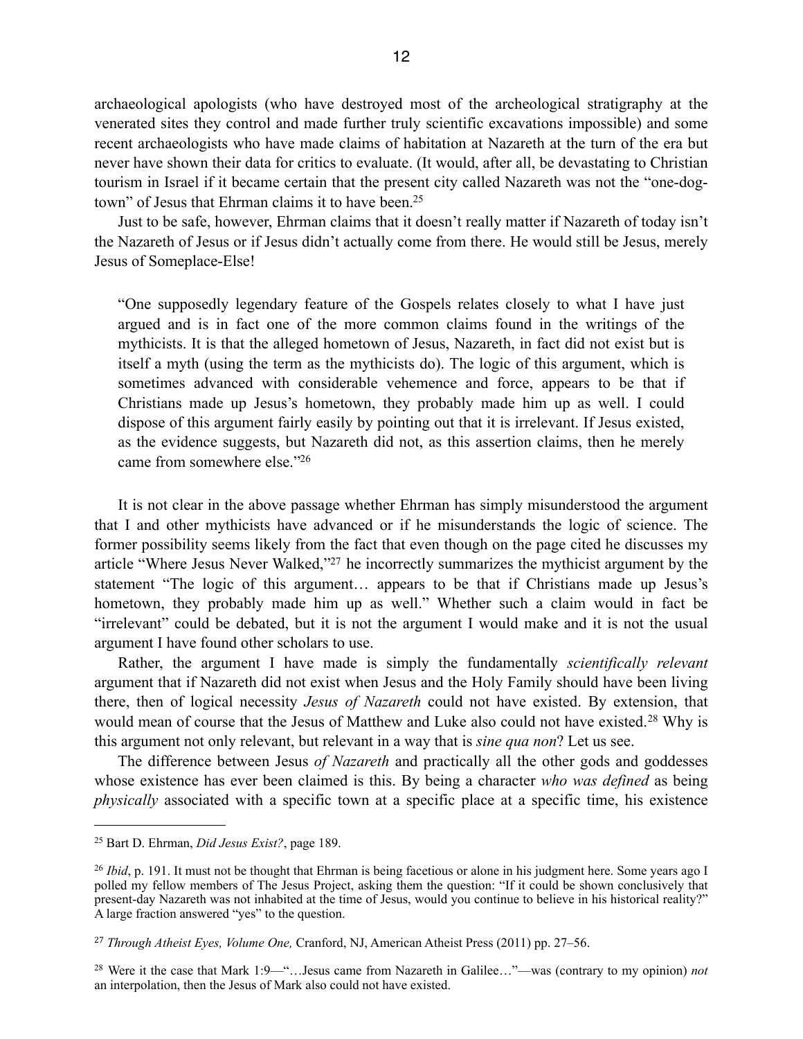archaeological apologists (who have destroyed most of the archeological stratigraphy at the venerated sites they control and made further truly scientific excavations impossible) and some recent archaeologists who have made claims of habitation at Nazareth at the turn of the era but never have shown their data for critics to evaluate. (It would, after all, be devastating to Christian tourism in Israel if it became certain that the present city called Nazareth was not the "one-dog-town" of Jesus that Ehrman claims it to have been.[25]

Just to be safe, however, Ehrman claims that it doesn't really matter if Nazareth of today isn't the Nazareth of Jesus or if Jesus didn't actually come from there. He would still be Jesus, merely Jesus of Someplace-Else!

> "One supposedly legendary feature of the Gospels relates closely to what I have just argued and is in fact one of the more common claims found in the writings of the mythicists. It is that the alleged hometown of Jesus, Nazareth, in fact did not exist but is itself a myth (using the term as the mythicists do). The logic of this argument, which is sometimes advanced with considerable vehemence and force, appears to be that if Christians made up Jesus's hometown, they probably made him up as well. I could dispose of this argument fairly easily by pointing out that it is irrelevant. If Jesus existed, as the evidence suggests, but Nazareth did not, as this assertion claims, then he merely came from somewhere else."[26]

It is not clear in the above passage whether Ehrman has simply misunderstood the argument that I and other mythicists have advanced or if he misunderstands the logic of science. The former possibility seems likely from the fact that even though on the page cited he discusses my article "Where Jesus Never Walked,"[27] he incorrectly summarizes the mythicist argument by the statement "The logic of this argument… appears to be that if Christians made up Jesus's hometown, they probably made him up as well." Whether such a claim would in fact be "irrelevant" could be debated, but it is not the argument I would make and it is not the usual argument I have found other scholars to use.

Rather, the argument I have made is simply the fundamentally *scientifically relevant* argument that if Nazareth did not exist when Jesus and the Holy Family should have been living there, then of logical necessity *Jesus of Nazareth* could not have existed. By extension, that would mean of course that the Jesus of Matthew and Luke also could not have existed.[28] Why is this argument not only relevant, but relevant in a way that is *sine qua non*? Let us see.

The difference between Jesus *of Nazareth* and practically all the other gods and goddesses whose existence has ever been claimed is this. By being a character *who was defined* as being *physically* associated with a specific town at a specific place at a specific time, his existence

---

[25] Bart D. Ehrman, *Did Jesus Exist?*, page 189.

[26] *Ibid*, p. 191. It must not be thought that Ehrman is being facetious or alone in his judgment here. Some years ago I polled my fellow members of The Jesus Project, asking them the question: "If it could be shown conclusively that present-day Nazareth was not inhabited at the time of Jesus, would you continue to believe in his historical reality?" A large fraction answered "yes" to the question.

[27] *Through Atheist Eyes, Volume One,* Cranford, NJ, American Atheist Press (2011) pp. 27–56.

[28] Were it the case that Mark 1:9—"…Jesus came from Nazareth in Galilee…"—was (contrary to my opinion) *not* an interpolation, then the Jesus of Mark also could not have existed.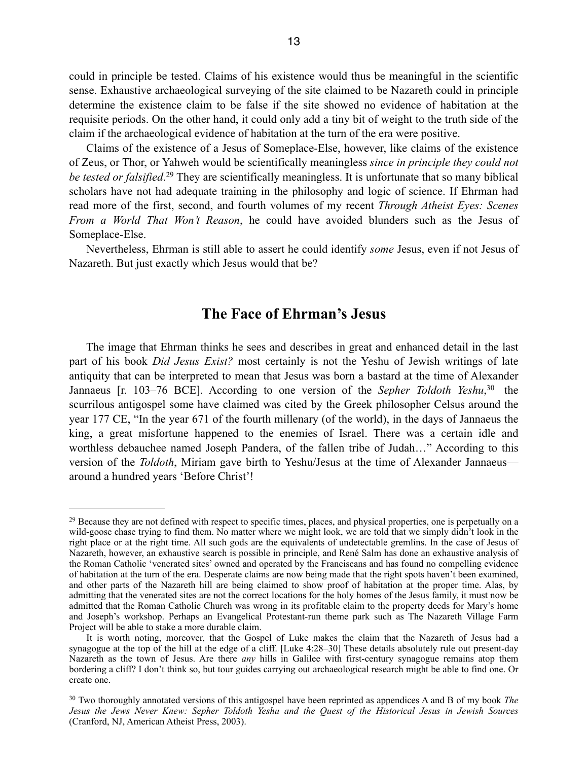could in principle be tested. Claims of his existence would thus be meaningful in the scientific sense. Exhaustive archaeological surveying of the site claimed to be Nazareth could in principle determine the existence claim to be false if the site showed no evidence of habitation at the requisite periods. On the other hand, it could only add a tiny bit of weight to the truth side of the claim if the archaeological evidence of habitation at the turn of the era were positive.

Claims of the existence of a Jesus of Someplace-Else, however, like claims of the existence of Zeus, or Thor, or Yahweh would be scientifically meaningless *since in principle they could not be tested or falsified*.[29] They are scientifically meaningless. It is unfortunate that so many biblical scholars have not had adequate training in the philosophy and logic of science. If Ehrman had read more of the first, second, and fourth volumes of my recent *Through Atheist Eyes: Scenes From a World That Won't Reason*, he could have avoided blunders such as the Jesus of Someplace-Else.

Nevertheless, Ehrman is still able to assert he could identify *some* Jesus, even if not Jesus of Nazareth. But just exactly which Jesus would that be?

## The Face of Ehrman's Jesus

The image that Ehrman thinks he sees and describes in great and enhanced detail in the last part of his book *Did Jesus Exist?* most certainly is not the Yeshu of Jewish writings of late antiquity that can be interpreted to mean that Jesus was born a bastard at the time of Alexander Jannaeus [r. 103–76 BCE]. According to one version of the *Sepher Toldoth Yeshu*,[30] the scurrilous antigospel some have claimed was cited by the Greek philosopher Celsus around the year 177 CE, "In the year 671 of the fourth millenary (of the world), in the days of Jannaeus the king, a great misfortune happened to the enemies of Israel. There was a certain idle and worthless debauchee named Joseph Pandera, of the fallen tribe of Judah…" According to this version of the *Toldoth*, Miriam gave birth to Yeshu/Jesus at the time of Alexander Jannaeus—around a hundred years 'Before Christ'!

---

[29] Because they are not defined with respect to specific times, places, and physical properties, one is perpetually on a wild-goose chase trying to find them. No matter where we might look, we are told that we simply didn't look in the right place or at the right time. All such gods are the equivalents of undetectable gremlins. In the case of Jesus of Nazareth, however, an exhaustive search is possible in principle, and René Salm has done an exhaustive analysis of the Roman Catholic 'venerated sites' owned and operated by the Franciscans and has found no compelling evidence of habitation at the turn of the era. Desperate claims are now being made that the right spots haven't been examined, and other parts of the Nazareth hill are being claimed to show proof of habitation at the proper time. Alas, by admitting that the venerated sites are not the correct locations for the holy homes of the Jesus family, it must now be admitted that the Roman Catholic Church was wrong in its profitable claim to the property deeds for Mary's home and Joseph's workshop. Perhaps an Evangelical Protestant-run theme park such as The Nazareth Village Farm Project will be able to stake a more durable claim.

It is worth noting, moreover, that the Gospel of Luke makes the claim that the Nazareth of Jesus had a synagogue at the top of the hill at the edge of a cliff. [Luke 4:28–30] These details absolutely rule out present-day Nazareth as the town of Jesus. Are there *any* hills in Galilee with first-century synagogue remains atop them bordering a cliff? I don't think so, but tour guides carrying out archaeological research might be able to find one. Or create one.

[30] Two thoroughly annotated versions of this antigospel have been reprinted as appendices A and B of my book *The Jesus the Jews Never Knew: Sepher Toldoth Yeshu and the Quest of the Historical Jesus in Jewish Sources* (Cranford, NJ, American Atheist Press, 2003).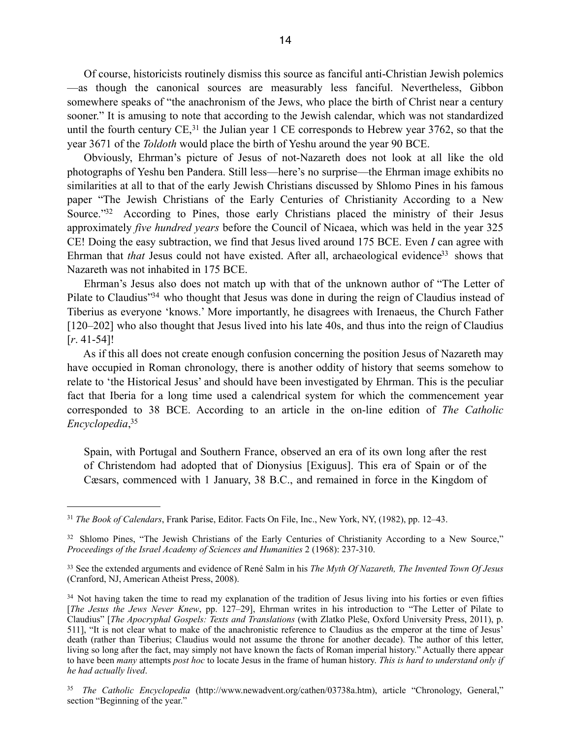Of course, historicists routinely dismiss this source as fanciful anti-Christian Jewish polemics—as though the canonical sources are measurably less fanciful. Nevertheless, Gibbon somewhere speaks of "the anachronism of the Jews, who place the birth of Christ near a century sooner." It is amusing to note that according to the Jewish calendar, which was not standardized until the fourth century CE,[31] the Julian year 1 CE corresponds to Hebrew year 3762, so that the year 3671 of the *Toldoth* would place the birth of Yeshu around the year 90 BCE.

Obviously, Ehrman's picture of Jesus of not-Nazareth does not look at all like the old photographs of Yeshu ben Pandera. Still less—here's no surprise—the Ehrman image exhibits no similarities at all to that of the early Jewish Christians discussed by Shlomo Pines in his famous paper "The Jewish Christians of the Early Centuries of Christianity According to a New Source."[32] According to Pines, those early Christians placed the ministry of their Jesus approximately *five hundred years* before the Council of Nicaea, which was held in the year 325 CE! Doing the easy subtraction, we find that Jesus lived around 175 BCE. Even *I* can agree with Ehrman that *that* Jesus could not have existed. After all, archaeological evidence[33] shows that Nazareth was not inhabited in 175 BCE.

Ehrman's Jesus also does not match up with that of the unknown author of "The Letter of Pilate to Claudius"[34] who thought that Jesus was done in during the reign of Claudius instead of Tiberius as everyone 'knows.' More importantly, he disagrees with Irenaeus, the Church Father [120–202] who also thought that Jesus lived into his late 40s, and thus into the reign of Claudius [*r*. 41-54]!

As if this all does not create enough confusion concerning the position Jesus of Nazareth may have occupied in Roman chronology, there is another oddity of history that seems somehow to relate to 'the Historical Jesus' and should have been investigated by Ehrman. This is the peculiar fact that Iberia for a long time used a calendrical system for which the commencement year corresponded to 38 BCE. According to an article in the on-line edition of *The Catholic Encyclopedia*,[35]

> Spain, with Portugal and Southern France, observed an era of its own long after the rest of Christendom had adopted that of Dionysius [Exiguus]. This era of Spain or of the Cæsars, commenced with 1 January, 38 B.C., and remained in force in the Kingdom of

---

[31] *The Book of Calendars*, Frank Parise, Editor. Facts On File, Inc., New York, NY, (1982), pp. 12–43.

[32] Shlomo Pines, "The Jewish Christians of the Early Centuries of Christianity According to a New Source," *Proceedings of the Israel Academy of Sciences and Humanities* 2 (1968): 237-310.

[33] See the extended arguments and evidence of René Salm in his *The Myth Of Nazareth, The Invented Town Of Jesus* (Cranford, NJ, American Atheist Press, 2008).

[34] Not having taken the time to read my explanation of the tradition of Jesus living into his forties or even fifties [*The Jesus the Jews Never Knew*, pp. 127–29], Ehrman writes in his introduction to "The Letter of Pilate to Claudius" [*The Apocryphal Gospels: Texts and Translations* (with Zlatko Pleše, Oxford University Press, 2011), p. 511], "It is not clear what to make of the anachronistic reference to Claudius as the emperor at the time of Jesus' death (rather than Tiberius; Claudius would not assume the throne for another decade). The author of this letter, living so long after the fact, may simply not have known the facts of Roman imperial history." Actually there appear to have been *many* attempts *post hoc* to locate Jesus in the frame of human history. *This is hard to understand only if he had actually lived*.

[35] *The Catholic Encyclopedia* (http://www.newadvent.org/cathen/03738a.htm), article "Chronology, General," section "Beginning of the year."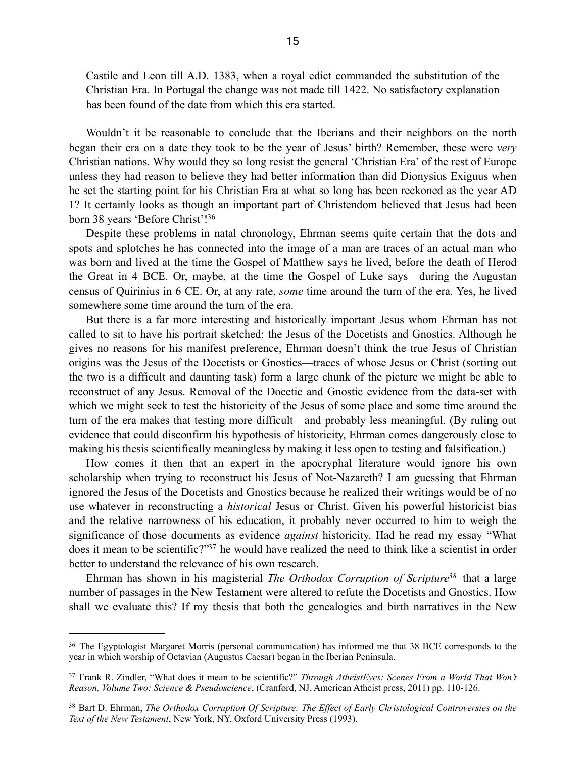Castile and Leon till A.D. 1383, when a royal edict commanded the substitution of the Christian Era. In Portugal the change was not made till 1422. No satisfactory explanation has been found of the date from which this era started.

Wouldn't it be reasonable to conclude that the Iberians and their neighbors on the north began their era on a date they took to be the year of Jesus' birth? Remember, these were *very* Christian nations. Why would they so long resist the general 'Christian Era' of the rest of Europe unless they had reason to believe they had better information than did Dionysius Exiguus when he set the starting point for his Christian Era at what so long has been reckoned as the year AD 1? It certainly looks as though an important part of Christendom believed that Jesus had been born 38 years 'Before Christ'![36]

Despite these problems in natal chronology, Ehrman seems quite certain that the dots and spots and splotches he has connected into the image of a man are traces of an actual man who was born and lived at the time the Gospel of Matthew says he lived, before the death of Herod the Great in 4 BCE. Or, maybe, at the time the Gospel of Luke says—during the Augustan census of Quirinius in 6 CE. Or, at any rate, *some* time around the turn of the era. Yes, he lived somewhere some time around the turn of the era.

But there is a far more interesting and historically important Jesus whom Ehrman has not called to sit to have his portrait sketched: the Jesus of the Docetists and Gnostics. Although he gives no reasons for his manifest preference, Ehrman doesn't think the true Jesus of Christian origins was the Jesus of the Docetists or Gnostics—traces of whose Jesus or Christ (sorting out the two is a difficult and daunting task) form a large chunk of the picture we might be able to reconstruct of any Jesus. Removal of the Docetic and Gnostic evidence from the data-set with which we might seek to test the historicity of the Jesus of some place and some time around the turn of the era makes that testing more difficult—and probably less meaningful. (By ruling out evidence that could disconfirm his hypothesis of historicity, Ehrman comes dangerously close to making his thesis scientifically meaningless by making it less open to testing and falsification.)

How comes it then that an expert in the apocryphal literature would ignore his own scholarship when trying to reconstruct his Jesus of Not-Nazareth? I am guessing that Ehrman ignored the Jesus of the Docetists and Gnostics because he realized their writings would be of no use whatever in reconstructing a *historical* Jesus or Christ. Given his powerful historicist bias and the relative narrowness of his education, it probably never occurred to him to weigh the significance of those documents as evidence *against* historicity. Had he read my essay "What does it mean to be scientific?"[37] he would have realized the need to think like a scientist in order better to understand the relevance of his own research.

Ehrman has shown in his magisterial *The Orthodox Corruption of Scripture*[38] that a large number of passages in the New Testament were altered to refute the Docetists and Gnostics. How shall we evaluate this? If my thesis that both the genealogies and birth narratives in the New

---

[36] The Egyptologist Margaret Morris (personal communication) has informed me that 38 BCE corresponds to the year in which worship of Octavian (Augustus Caesar) began in the Iberian Peninsula.

[37] Frank R. Zindler, "What does it mean to be scientific?" *Through AtheistEyes: Scenes From a World That Won't Reason, Volume Two: Science & Pseudoscience*, (Cranford, NJ, American Atheist press, 2011) pp. 110-126.

[38] Bart D. Ehrman, *The Orthodox Corruption Of Scripture: The Effect of Early Christological Controversies on the Text of the New Testament*, New York, NY, Oxford University Press (1993).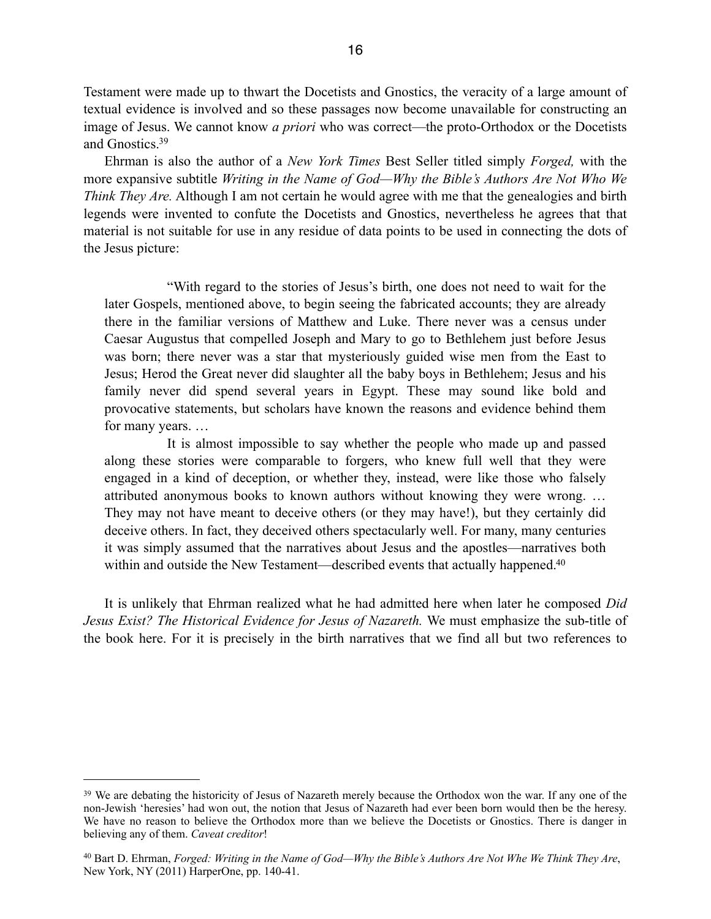Testament were made up to thwart the Docetists and Gnostics, the veracity of a large amount of textual evidence is involved and so these passages now become unavailable for constructing an image of Jesus. We cannot know *a priori* who was correct—the proto-Orthodox or the Docetists and Gnostics.[39]

Ehrman is also the author of a *New York Times* Best Seller titled simply *Forged,* with the more expansive subtitle *Writing in the Name of God—Why the Bible's Authors Are Not Who We Think They Are.* Although I am not certain he would agree with me that the genealogies and birth legends were invented to confute the Docetists and Gnostics, nevertheless he agrees that that material is not suitable for use in any residue of data points to be used in connecting the dots of the Jesus picture:

> "With regard to the stories of Jesus's birth, one does not need to wait for the later Gospels, mentioned above, to begin seeing the fabricated accounts; they are already there in the familiar versions of Matthew and Luke. There never was a census under Caesar Augustus that compelled Joseph and Mary to go to Bethlehem just before Jesus was born; there never was a star that mysteriously guided wise men from the East to Jesus; Herod the Great never did slaughter all the baby boys in Bethlehem; Jesus and his family never did spend several years in Egypt. These may sound like bold and provocative statements, but scholars have known the reasons and evidence behind them for many years. …
>
> It is almost impossible to say whether the people who made up and passed along these stories were comparable to forgers, who knew full well that they were engaged in a kind of deception, or whether they, instead, were like those who falsely attributed anonymous books to known authors without knowing they were wrong. … They may not have meant to deceive others (or they may have!), but they certainly did deceive others. In fact, they deceived others spectacularly well. For many, many centuries it was simply assumed that the narratives about Jesus and the apostles—narratives both within and outside the New Testament—described events that actually happened.[40]

It is unlikely that Ehrman realized what he had admitted here when later he composed *Did Jesus Exist? The Historical Evidence for Jesus of Nazareth.* We must emphasize the sub-title of the book here. For it is precisely in the birth narratives that we find all but two references to

---

[39] We are debating the historicity of Jesus of Nazareth merely because the Orthodox won the war. If any one of the non-Jewish 'heresies' had won out, the notion that Jesus of Nazareth had ever been born would then be the heresy. We have no reason to believe the Orthodox more than we believe the Docetists or Gnostics. There is danger in believing any of them. *Caveat creditor*!

[40] Bart D. Ehrman, *Forged: Writing in the Name of God—Why the Bible's Authors Are Not Whe We Think They Are*, New York, NY (2011) HarperOne, pp. 140-41.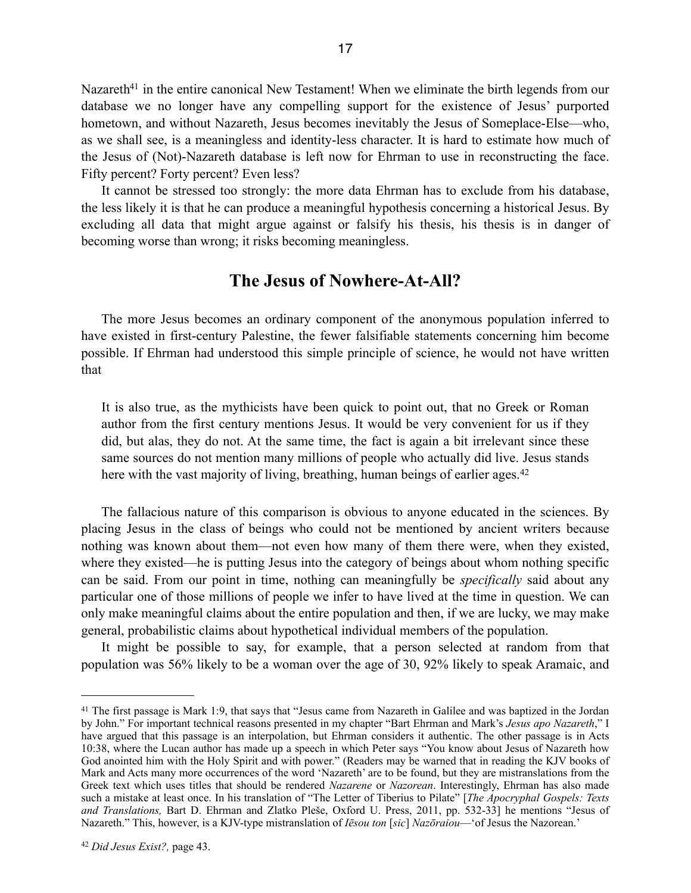Nazareth[41] in the entire canonical New Testament! When we eliminate the birth legends from our database we no longer have any compelling support for the existence of Jesus' purported hometown, and without Nazareth, Jesus becomes inevitably the Jesus of Someplace-Else—who, as we shall see, is a meaningless and identity-less character. It is hard to estimate how much of the Jesus of (Not)-Nazareth database is left now for Ehrman to use in reconstructing the face. Fifty percent? Forty percent? Even less?

It cannot be stressed too strongly: the more data Ehrman has to exclude from his database, the less likely it is that he can produce a meaningful hypothesis concerning a historical Jesus. By excluding all data that might argue against or falsify his thesis, his thesis is in danger of becoming worse than wrong; it risks becoming meaningless.

## The Jesus of Nowhere-At-All?

The more Jesus becomes an ordinary component of the anonymous population inferred to have existed in first-century Palestine, the fewer falsifiable statements concerning him become possible. If Ehrman had understood this simple principle of science, he would not have written that

> It is also true, as the mythicists have been quick to point out, that no Greek or Roman author from the first century mentions Jesus. It would be very convenient for us if they did, but alas, they do not. At the same time, the fact is again a bit irrelevant since these same sources do not mention many millions of people who actually did live. Jesus stands here with the vast majority of living, breathing, human beings of earlier ages.[42]

The fallacious nature of this comparison is obvious to anyone educated in the sciences. By placing Jesus in the class of beings who could not be mentioned by ancient writers because nothing was known about them—not even how many of them there were, when they existed, where they existed—he is putting Jesus into the category of beings about whom nothing specific can be said. From our point in time, nothing can meaningfully be *specifically* said about any particular one of those millions of people we infer to have lived at the time in question. We can only make meaningful claims about the entire population and then, if we are lucky, we may make general, probabilistic claims about hypothetical individual members of the population.

It might be possible to say, for example, that a person selected at random from that population was 56% likely to be a woman over the age of 30, 92% likely to speak Aramaic, and

---

[41] The first passage is Mark 1:9, that says that "Jesus came from Nazareth in Galilee and was baptized in the Jordan by John." For important technical reasons presented in my chapter "Bart Ehrman and Mark's *Jesus apo Nazareth*," I have argued that this passage is an interpolation, but Ehrman considers it authentic. The other passage is in Acts 10:38, where the Lucan author has made up a speech in which Peter says "You know about Jesus of Nazareth how God anointed him with the Holy Spirit and with power." (Readers may be warned that in reading the KJV books of Mark and Acts many more occurrences of the word 'Nazareth' are to be found, but they are mistranslations from the Greek text which uses titles that should be rendered *Nazarene* or *Nazorean*. Interestingly, Ehrman has also made such a mistake at least once. In his translation of "The Letter of Tiberius to Pilate" [*The Apocryphal Gospels: Texts and Translations,* Bart D. Ehrman and Zlatko Pleše, Oxford U. Press, 2011, pp. 532-33] he mentions "Jesus of Nazareth." This, however, is a KJV-type mistranslation of *Iēsou ton* [*sic*] *Nazōraiou*—'of Jesus the Nazorean.'

[42] *Did Jesus Exist?,* page 43.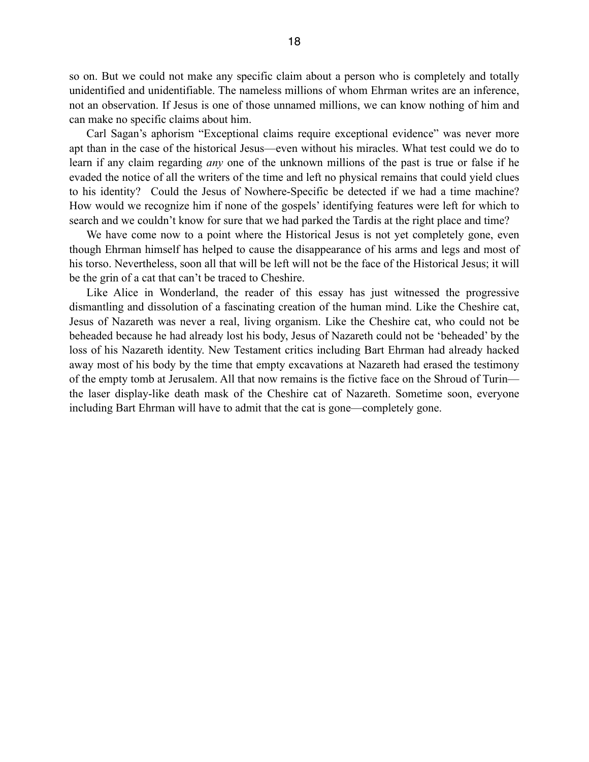so on. But we could not make any specific claim about a person who is completely and totally unidentified and unidentifiable. The nameless millions of whom Ehrman writes are an inference, not an observation. If Jesus is one of those unnamed millions, we can know nothing of him and can make no specific claims about him.

Carl Sagan's aphorism "Exceptional claims require exceptional evidence" was never more apt than in the case of the historical Jesus—even without his miracles. What test could we do to learn if any claim regarding *any* one of the unknown millions of the past is true or false if he evaded the notice of all the writers of the time and left no physical remains that could yield clues to his identity? Could the Jesus of Nowhere-Specific be detected if we had a time machine? How would we recognize him if none of the gospels' identifying features were left for which to search and we couldn't know for sure that we had parked the Tardis at the right place and time?

We have come now to a point where the Historical Jesus is not yet completely gone, even though Ehrman himself has helped to cause the disappearance of his arms and legs and most of his torso. Nevertheless, soon all that will be left will not be the face of the Historical Jesus; it will be the grin of a cat that can't be traced to Cheshire.

Like Alice in Wonderland, the reader of this essay has just witnessed the progressive dismantling and dissolution of a fascinating creation of the human mind. Like the Cheshire cat, Jesus of Nazareth was never a real, living organism. Like the Cheshire cat, who could not be beheaded because he had already lost his body, Jesus of Nazareth could not be 'beheaded' by the loss of his Nazareth identity. New Testament critics including Bart Ehrman had already hacked away most of his body by the time that empty excavations at Nazareth had erased the testimony of the empty tomb at Jerusalem. All that now remains is the fictive face on the Shroud of Turin—the laser display-like death mask of the Cheshire cat of Nazareth. Sometime soon, everyone including Bart Ehrman will have to admit that the cat is gone—completely gone.